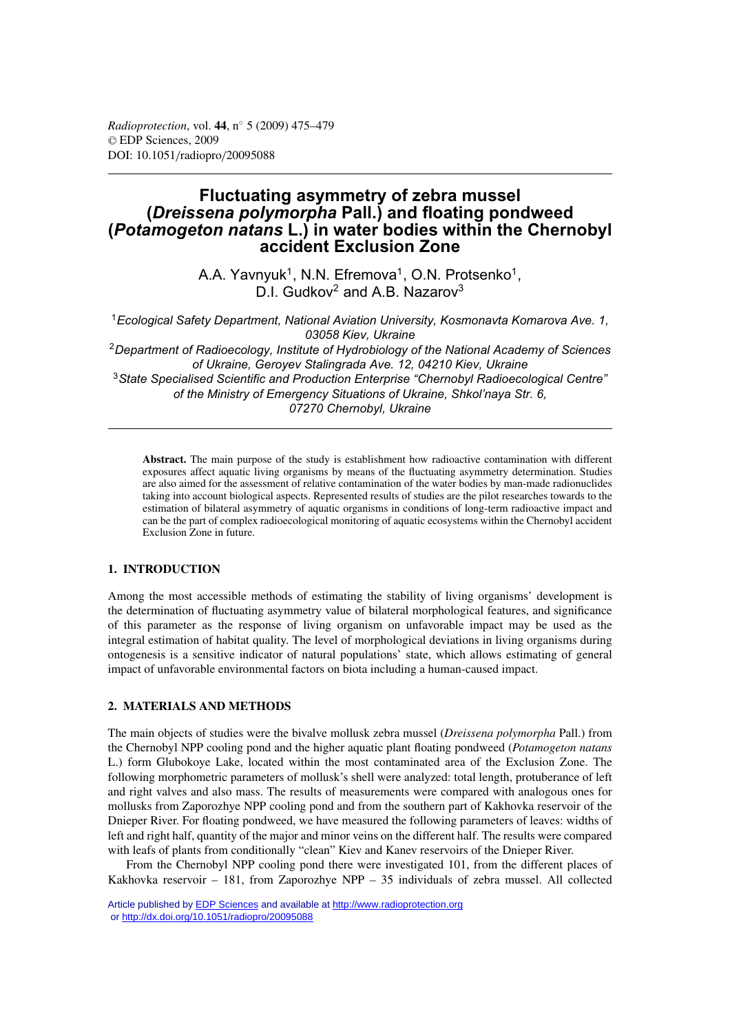# Fluctuating asymmetry of zebra mussel (*Dreissena polymorpha* Pall.) and floating pondweed (*Potamogeton natans* L.) in water bodies within the Chernobyl accident Exclusion Zone

A.A. Yavnyuk[1], N.N. Efremova[1], O.N. Protsenko[1], D.I. Gudkov[2] and A.B. Nazarov[3]

[1]*Ecological Safety Department, National Aviation University, Kosmonavta Komarova Ave. 1, 03058 Kiev, Ukraine*

[2]*Department of Radioecology, Institute of Hydrobiology of the National Academy of Sciences of Ukraine, Geroyev Stalingrada Ave. 12, 04210 Kiev, Ukraine*

[3]*State Specialised Scientific and Production Enterprise "Chernobyl Radioecological Centre" of the Ministry of Emergency Situations of Ukraine, Shkol'naya Str. 6, 07270 Chernobyl, Ukraine*

**Abstract.** The main purpose of the study is establishment how radioactive contamination with different exposures affect aquatic living organisms by means of the fluctuating asymmetry determination. Studies are also aimed for the assessment of relative contamination of the water bodies by man-made radionuclides taking into account biological aspects. Represented results of studies are the pilot researches towards to the estimation of bilateral asymmetry of aquatic organisms in conditions of long-term radioactive impact and can be the part of complex radioecological monitoring of aquatic ecosystems within the Chernobyl accident Exclusion Zone in future.

## 1. INTRODUCTION

Among the most accessible methods of estimating the stability of living organisms' development is the determination of fluctuating asymmetry value of bilateral morphological features, and significance of this parameter as the response of living organism on unfavorable impact may be used as the integral estimation of habitat quality. The level of morphological deviations in living organisms during ontogenesis is a sensitive indicator of natural populations' state, which allows estimating of general impact of unfavorable environmental factors on biota including a human-caused impact.

## 2. MATERIALS AND METHODS

The main objects of studies were the bivalve mollusk zebra mussel (*Dreissena polymorpha* Pall.) from the Chernobyl NPP cooling pond and the higher aquatic plant floating pondweed (*Potamogeton natans* L.) form Glubokoye Lake, located within the most contaminated area of the Exclusion Zone. The following morphometric parameters of mollusk's shell were analyzed: total length, protuberance of left and right valves and also mass. The results of measurements were compared with analogous ones for mollusks from Zaporozhye NPP cooling pond and from the southern part of Kakhovka reservoir of the Dnieper River. For floating pondweed, we have measured the following parameters of leaves: widths of left and right half, quantity of the major and minor veins on the different half. The results were compared with leafs of plants from conditionally "clean" Kiev and Kanev reservoirs of the Dnieper River.

From the Chernobyl NPP cooling pond there were investigated 101, from the different places of Kakhovka reservoir – 181, from Zaporozhye NPP – 35 individuals of zebra mussel. All collected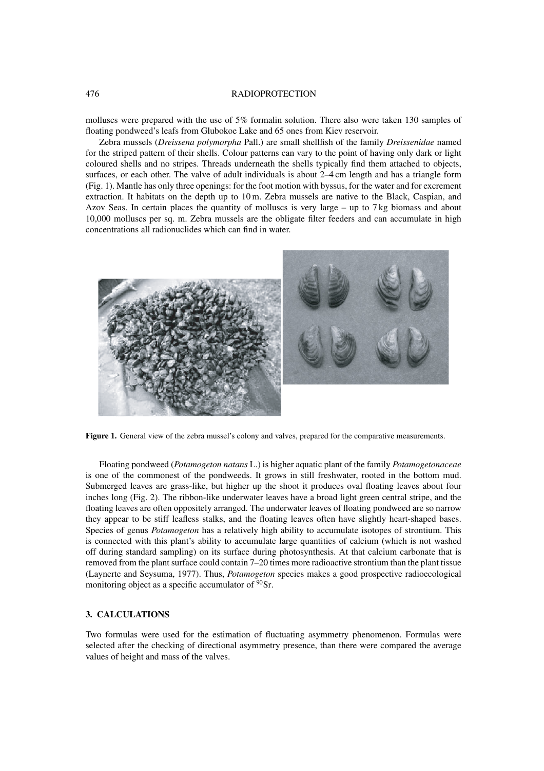molluscs were prepared with the use of 5% formalin solution. There also were taken 130 samples of floating pondweed's leafs from Glubokoe Lake and 65 ones from Kiev reservoir.

Zebra mussels (*Dreissena polymorpha* Pall.) are small shellfish of the family *Dreissenidae* named for the striped pattern of their shells. Colour patterns can vary to the point of having only dark or light coloured shells and no stripes. Threads underneath the shells typically find them attached to objects, surfaces, or each other. The valve of adult individuals is about 2–4 cm length and has a triangle form (Fig. 1). Mantle has only three openings: for the foot motion with byssus, for the water and for excrement extraction. It habitats on the depth up to 10 m. Zebra mussels are native to the Black, Caspian, and Azov Seas. In certain places the quantity of molluscs is very large – up to 7 kg biomass and about 10,000 molluscs per sq. m. Zebra mussels are the obligate filter feeders and can accumulate in high concentrations all radionuclides which can find in water.

**Figure 1.** General view of the zebra mussel's colony and valves, prepared for the comparative measurements.

Floating pondweed (*Potamogeton natans* L.) is higher aquatic plant of the family *Potamogetonaceae* is one of the commonest of the pondweeds. It grows in still freshwater, rooted in the bottom mud. Submerged leaves are grass-like, but higher up the shoot it produces oval floating leaves about four inches long (Fig. 2). The ribbon-like underwater leaves have a broad light green central stripe, and the floating leaves are often oppositely arranged. The underwater leaves of floating pondweed are so narrow they appear to be stiff leafless stalks, and the floating leaves often have slightly heart-shaped bases. Species of genus *Potamogeton* has a relatively high ability to accumulate isotopes of strontium. This is connected with this plant's ability to accumulate large quantities of calcium (which is not washed off during standard sampling) on its surface during photosynthesis. At that calcium carbonate that is removed from the plant surface could contain 7–20 times more radioactive strontium than the plant tissue (Laynerte and Seysuma, 1977). Thus, *Potamogeton* species makes a good prospective radioecological monitoring object as a specific accumulator of $^{90}$Sr.

## 3. CALCULATIONS

Two formulas were used for the estimation of fluctuating asymmetry phenomenon. Formulas were selected after the checking of directional asymmetry presence, than there were compared the average values of height and mass of the valves.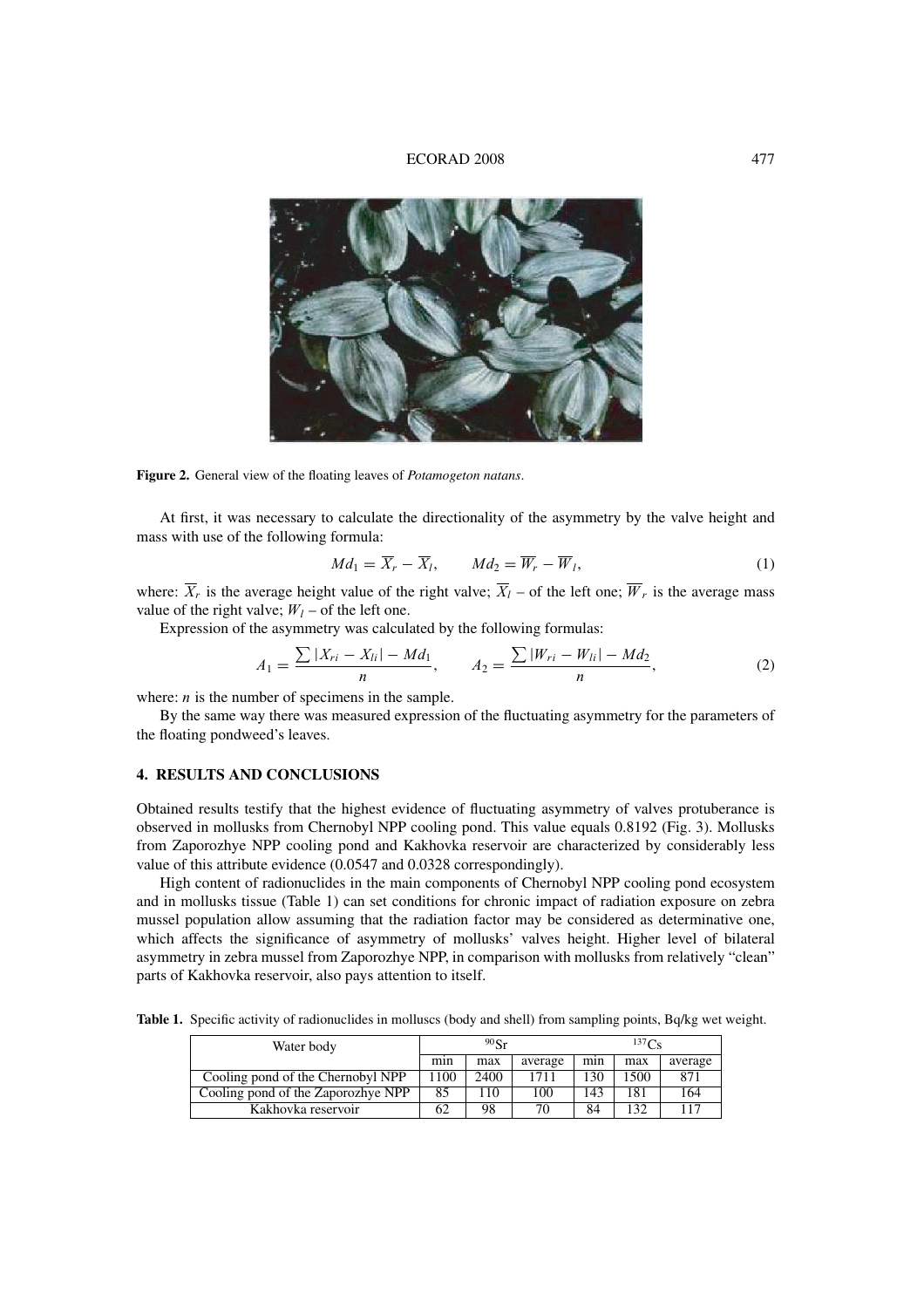**Figure 2.** General view of the floating leaves of *Potamogeton natans*.

At first, it was necessary to calculate the directionality of the asymmetry by the valve height and mass with use of the following formula:

$$Md_1 = \overline{X}_r - \overline{X}_l, \qquad Md_2 = \overline{W}_r - \overline{W}_l, \tag{1}$$

where: $\overline{X}_r$ is the average height value of the right valve; $\overline{X}_l$ – of the left one; $\overline{W}_r$ is the average mass value of the right valve; $W_l$ – of the left one.

Expression of the asymmetry was calculated by the following formulas:

$$A_1 = \frac{\sum |X_{ri} - X_{li}| - Md_1}{n}, \qquad A_2 = \frac{\sum |W_{ri} - W_{li}| - Md_2}{n}, \tag{2}$$

where: $n$ is the number of specimens in the sample.

By the same way there was measured expression of the fluctuating asymmetry for the parameters of the floating pondweed's leaves.

## 4. RESULTS AND CONCLUSIONS

Obtained results testify that the highest evidence of fluctuating asymmetry of valves protuberance is observed in mollusks from Chernobyl NPP cooling pond. This value equals 0.8192 (Fig. 3). Mollusks from Zaporozhye NPP cooling pond and Kakhovka reservoir are characterized by considerably less value of this attribute evidence (0.0547 and 0.0328 correspondingly).

High content of radionuclides in the main components of Chernobyl NPP cooling pond ecosystem and in mollusks tissue (Table 1) can set conditions for chronic impact of radiation exposure on zebra mussel population allow assuming that the radiation factor may be considered as determinative one, which affects the significance of asymmetry of mollusks' valves height. Higher level of bilateral asymmetry in zebra mussel from Zaporozhye NPP, in comparison with mollusks from relatively "clean" parts of Kakhovka reservoir, also pays attention to itself.

**Table 1.** Specific activity of radionuclides in molluscs (body and shell) from sampling points, Bq/kg wet weight.

| Water body | $^{90}Sr$ | | | $^{137}Cs$ | | |
|---|---|---|---|---|---|---|
| | min | max | average | min | max | average |
| Cooling pond of the Chernobyl NPP | 1100 | 2400 | 1711 | 130 | 1500 | 871 |
| Cooling pond of the Zaporozhye NPP | 85 | 110 | 100 | 143 | 181 | 164 |
| Kakhovka reservoir | 62 | 98 | 70 | 84 | 132 | 117 |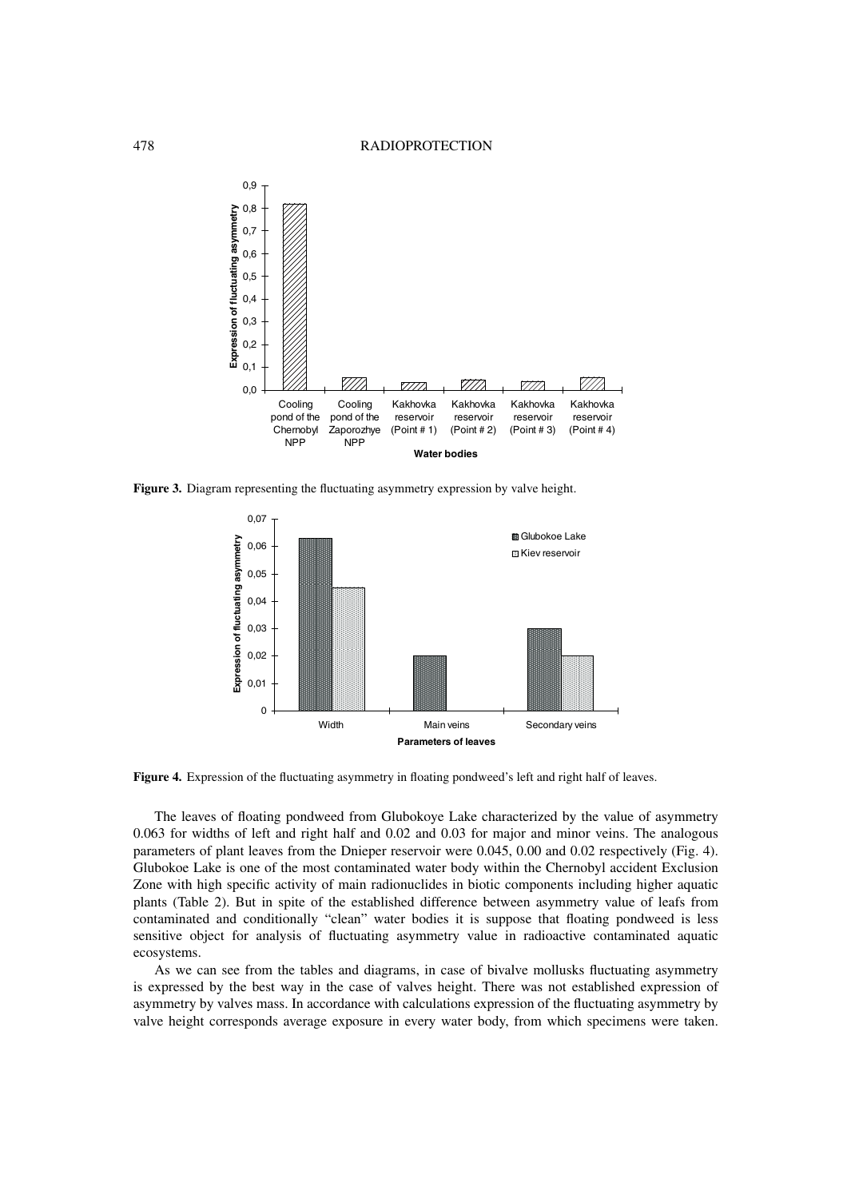**Figure 3.** Diagram representing the fluctuating asymmetry expression by valve height.

**Figure 4.** Expression of the fluctuating asymmetry in floating pondweed's left and right half of leaves.

The leaves of floating pondweed from Glubokoye Lake characterized by the value of asymmetry 0.063 for widths of left and right half and 0.02 and 0.03 for major and minor veins. The analogous parameters of plant leaves from the Dnieper reservoir were 0.045, 0.00 and 0.02 respectively (Fig. 4). Glubokoe Lake is one of the most contaminated water body within the Chernobyl accident Exclusion Zone with high specific activity of main radionuclides in biotic components including higher aquatic plants (Table 2). But in spite of the established difference between asymmetry value of leafs from contaminated and conditionally "clean" water bodies it is suppose that floating pondweed is less sensitive object for analysis of fluctuating asymmetry value in radioactive contaminated aquatic ecosystems.

As we can see from the tables and diagrams, in case of bivalve mollusks fluctuating asymmetry is expressed by the best way in the case of valves height. There was not established expression of asymmetry by valves mass. In accordance with calculations expression of the fluctuating asymmetry by valve height corresponds average exposure in every water body, from which specimens were taken.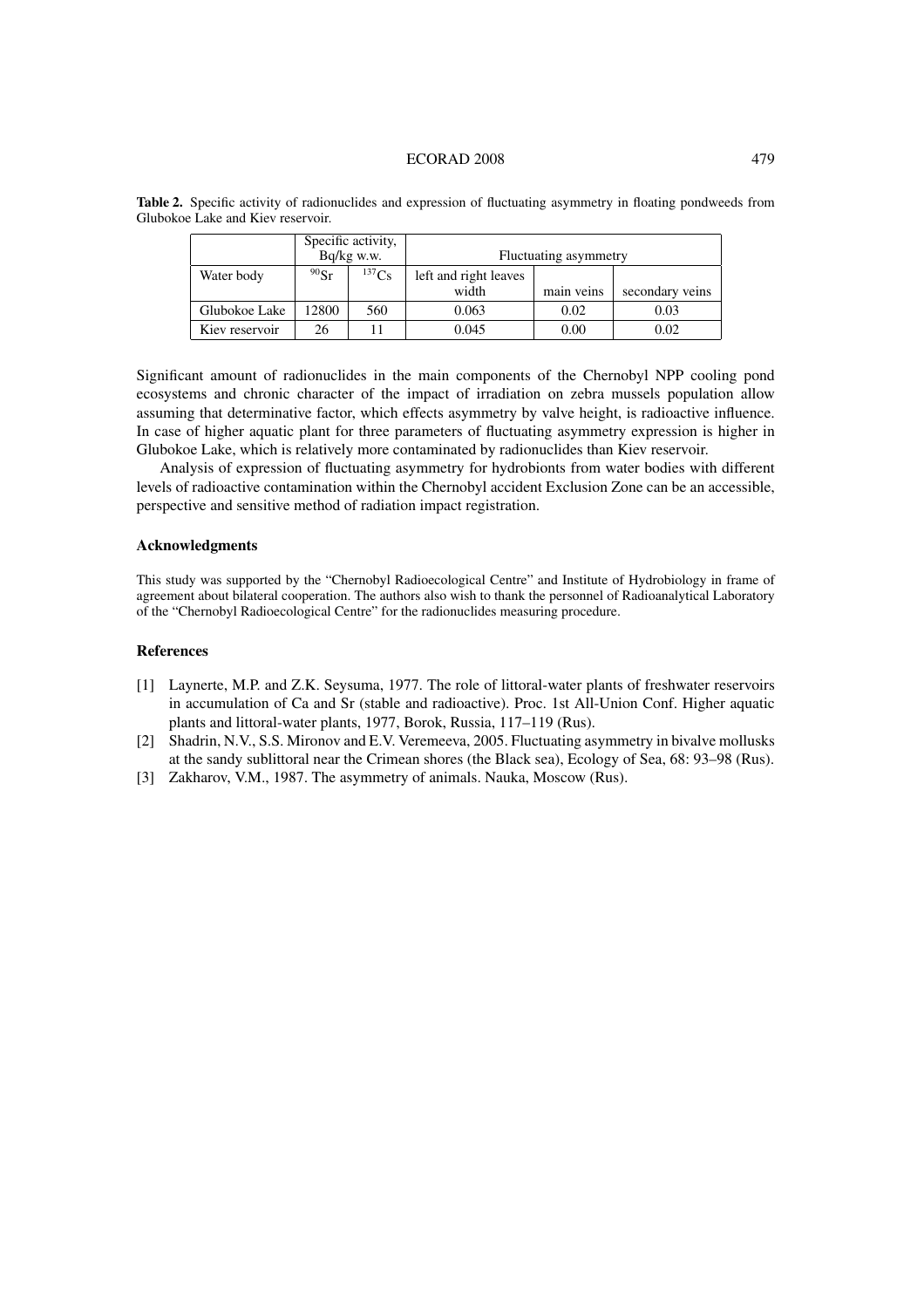**Table 2.** Specific activity of radionuclides and expression of fluctuating asymmetry in floating pondweeds from Glubokoe Lake and Kiev reservoir.

| | Specific activity, Bq/kg w.w. | | Fluctuating asymmetry | | |
|---|---|---|---|---|---|
| Water body | $^{90}$Sr | $^{137}$Cs | left and right leaves width | main veins | secondary veins |
| Glubokoe Lake | 12800 | 560 | 0.063 | 0.02 | 0.03 |
| Kiev reservoir | 26 | 11 | 0.045 | 0.00 | 0.02 |

Significant amount of radionuclides in the main components of the Chernobyl NPP cooling pond ecosystems and chronic character of the impact of irradiation on zebra mussels population allow assuming that determinative factor, which effects asymmetry by valve height, is radioactive influence. In case of higher aquatic plant for three parameters of fluctuating asymmetry expression is higher in Glubokoe Lake, which is relatively more contaminated by radionuclides than Kiev reservoir.

Analysis of expression of fluctuating asymmetry for hydrobionts from water bodies with different levels of radioactive contamination within the Chernobyl accident Exclusion Zone can be an accessible, perspective and sensitive method of radiation impact registration.

## Acknowledgments

This study was supported by the "Chernobyl Radioecological Centre" and Institute of Hydrobiology in frame of agreement about bilateral cooperation. The authors also wish to thank the personnel of Radioanalytical Laboratory of the "Chernobyl Radioecological Centre" for the radionuclides measuring procedure.

## References

[1] Laynerte, M.P. and Z.K. Seysuma, 1977. The role of littoral-water plants of freshwater reservoirs in accumulation of Ca and Sr (stable and radioactive). Proc. 1st All-Union Conf. Higher aquatic plants and littoral-water plants, 1977, Borok, Russia, 117–119 (Rus).

[2] Shadrin, N.V., S.S. Mironov and E.V. Veremeeva, 2005. Fluctuating asymmetry in bivalve mollusks at the sandy sublittoral near the Crimean shores (the Black sea), Ecology of Sea, 68: 93–98 (Rus).

[3] Zakharov, V.M., 1987. The asymmetry of animals. Nauka, Moscow (Rus).